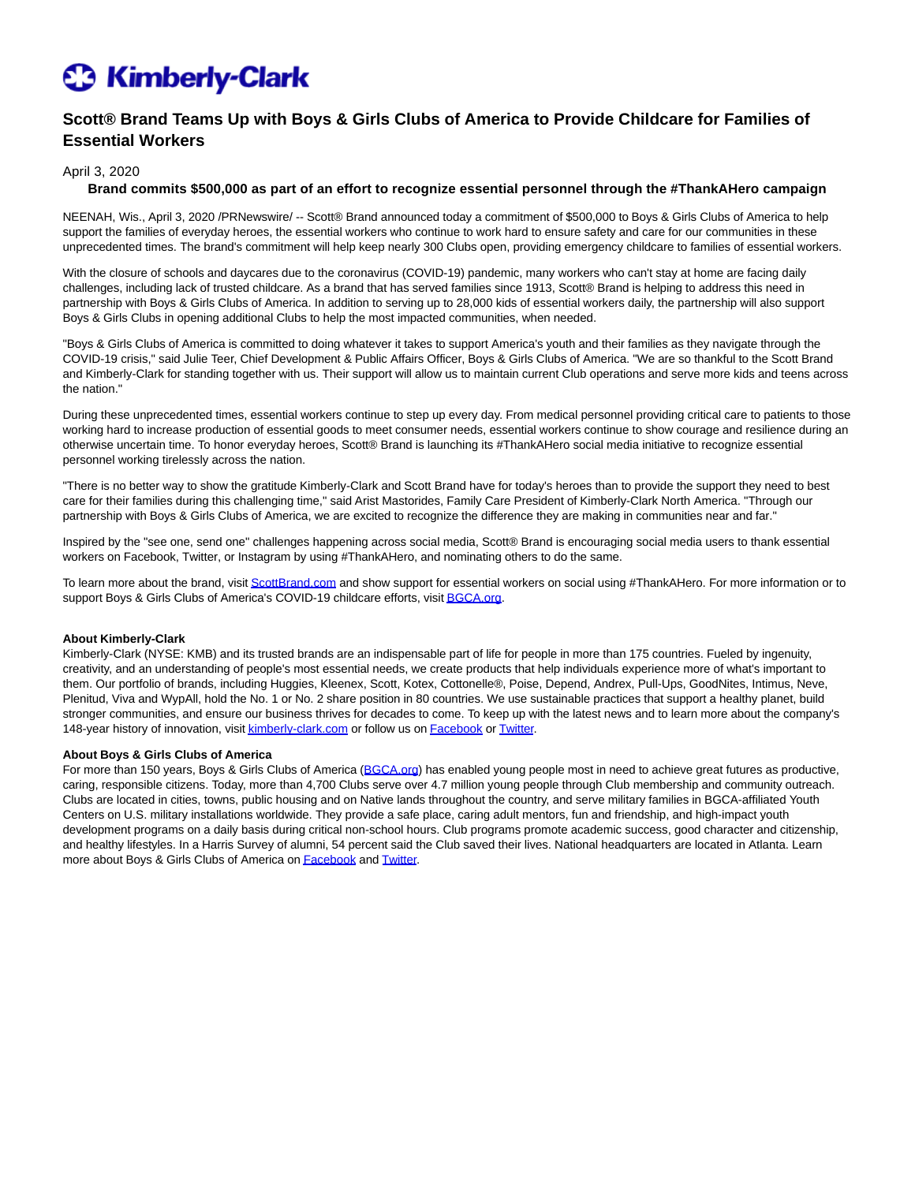Kimberly-Clark

# Scott® Brand Teams Up with Boys & Girls Clubs of America to Provide Childcare for Families of Essential Workers

April 3, 2020

**Brand commits $500,000 as part of an effort to recognize essential personnel through the #ThankAHero campaign**

NEENAH, Wis., April 3, 2020 /PRNewswire/ -- Scott® Brand announced today a commitment of $500,000 to Boys & Girls Clubs of America to help support the families of everyday heroes, the essential workers who continue to work hard to ensure safety and care for our communities in these unprecedented times. The brand's commitment will help keep nearly 300 Clubs open, providing emergency childcare to families of essential workers.

With the closure of schools and daycares due to the coronavirus (COVID-19) pandemic, many workers who can't stay at home are facing daily challenges, including lack of trusted childcare. As a brand that has served families since 1913, Scott® Brand is helping to address this need in partnership with Boys & Girls Clubs of America. In addition to serving up to 28,000 kids of essential workers daily, the partnership will also support Boys & Girls Clubs in opening additional Clubs to help the most impacted communities, when needed.

"Boys & Girls Clubs of America is committed to doing whatever it takes to support America's youth and their families as they navigate through the COVID-19 crisis," said Julie Teer, Chief Development & Public Affairs Officer, Boys & Girls Clubs of America. "We are so thankful to the Scott Brand and Kimberly-Clark for standing together with us. Their support will allow us to maintain current Club operations and serve more kids and teens across the nation."

During these unprecedented times, essential workers continue to step up every day. From medical personnel providing critical care to patients to those working hard to increase production of essential goods to meet consumer needs, essential workers continue to show courage and resilience during an otherwise uncertain time. To honor everyday heroes, Scott® Brand is launching its #ThankAHero social media initiative to recognize essential personnel working tirelessly across the nation.

"There is no better way to show the gratitude Kimberly-Clark and Scott Brand have for today's heroes than to provide the support they need to best care for their families during this challenging time," said Arist Mastorides, Family Care President of Kimberly-Clark North America. "Through our partnership with Boys & Girls Clubs of America, we are excited to recognize the difference they are making in communities near and far."

Inspired by the "see one, send one" challenges happening across social media, Scott® Brand is encouraging social media users to thank essential workers on Facebook, Twitter, or Instagram by using #ThankAHero, and nominating others to do the same.

To learn more about the brand, visit ScottBrand.com and show support for essential workers on social using #ThankAHero. For more information or to support Boys & Girls Clubs of America's COVID-19 childcare efforts, visit BGCA.org.

**About Kimberly-Clark**
Kimberly-Clark (NYSE: KMB) and its trusted brands are an indispensable part of life for people in more than 175 countries. Fueled by ingenuity, creativity, and an understanding of people's most essential needs, we create products that help individuals experience more of what's important to them. Our portfolio of brands, including Huggies, Kleenex, Scott, Kotex, Cottonelle®, Poise, Depend, Andrex, Pull-Ups, GoodNites, Intimus, Neve, Plenitud, Viva and WypAll, hold the No. 1 or No. 2 share position in 80 countries. We use sustainable practices that support a healthy planet, build stronger communities, and ensure our business thrives for decades to come. To keep up with the latest news and to learn more about the company's 148-year history of innovation, visit kimberly-clark.com or follow us on Facebook or Twitter.

**About Boys & Girls Clubs of America**
For more than 150 years, Boys & Girls Clubs of America (BGCA.org) has enabled young people most in need to achieve great futures as productive, caring, responsible citizens. Today, more than 4,700 Clubs serve over 4.7 million young people through Club membership and community outreach. Clubs are located in cities, towns, public housing and on Native lands throughout the country, and serve military families in BGCA-affiliated Youth Centers on U.S. military installations worldwide. They provide a safe place, caring adult mentors, fun and friendship, and high-impact youth development programs on a daily basis during critical non-school hours. Club programs promote academic success, good character and citizenship, and healthy lifestyles. In a Harris Survey of alumni, 54 percent said the Club saved their lives. National headquarters are located in Atlanta. Learn more about Boys & Girls Clubs of America on Facebook and Twitter.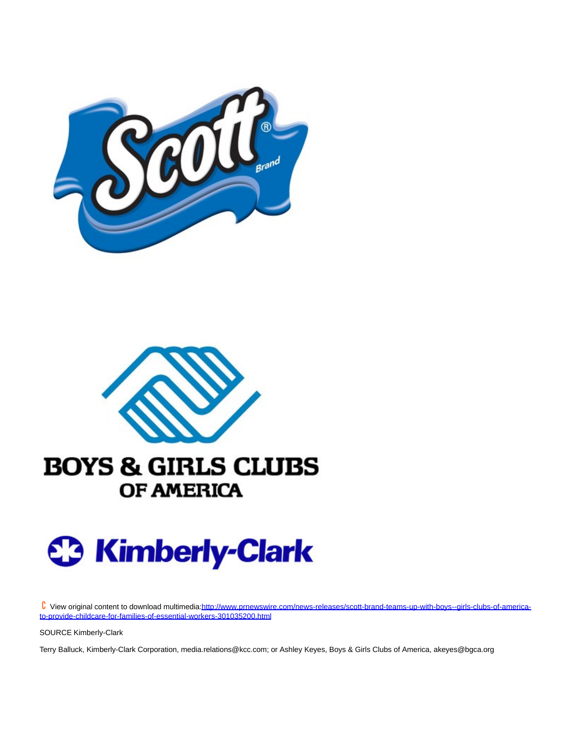View original content to download multimedia:http://www.prnewswire.com/news-releases/scott-brand-teams-up-with-boys--girls-clubs-of-america-to-provide-childcare-for-families-of-essential-workers-301035200.html

SOURCE Kimberly-Clark

Terry Balluck, Kimberly-Clark Corporation, media.relations@kcc.com; or Ashley Keyes, Boys & Girls Clubs of America, akeyes@bgca.org